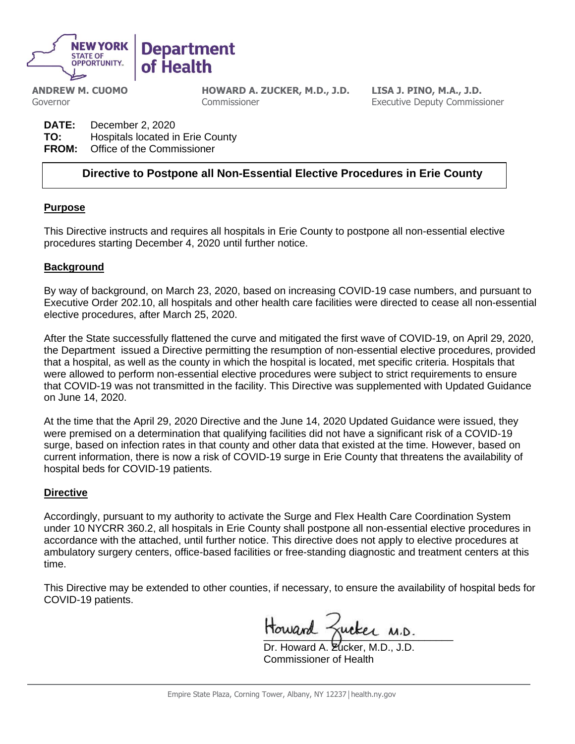**NEW YORK STATE OF OPPORTUNITY.** | **Department of Health**

**ANDREW M. CUOMO**
Governor

**HOWARD A. ZUCKER, M.D., J.D.**
Commissioner

**LISA J. PINO, M.A., J.D.**
Executive Deputy Commissioner

**DATE:** December 2, 2020
**TO:** Hospitals located in Erie County
**FROM:** Office of the Commissioner

## Directive to Postpone all Non-Essential Elective Procedures in Erie County

### Purpose

This Directive instructs and requires all hospitals in Erie County to postpone all non-essential elective procedures starting December 4, 2020 until further notice.

### Background

By way of background, on March 23, 2020, based on increasing COVID-19 case numbers, and pursuant to Executive Order 202.10, all hospitals and other health care facilities were directed to cease all non-essential elective procedures, after March 25, 2020.

After the State successfully flattened the curve and mitigated the first wave of COVID-19, on April 29, 2020, the Department issued a Directive permitting the resumption of non-essential elective procedures, provided that a hospital, as well as the county in which the hospital is located, met specific criteria. Hospitals that were allowed to perform non-essential elective procedures were subject to strict requirements to ensure that COVID-19 was not transmitted in the facility. This Directive was supplemented with Updated Guidance on June 14, 2020.

At the time that the April 29, 2020 Directive and the June 14, 2020 Updated Guidance were issued, they were premised on a determination that qualifying facilities did not have a significant risk of a COVID-19 surge, based on infection rates in that county and other data that existed at the time. However, based on current information, there is now a risk of COVID-19 surge in Erie County that threatens the availability of hospital beds for COVID-19 patients.

### Directive

Accordingly, pursuant to my authority to activate the Surge and Flex Health Care Coordination System under 10 NYCRR 360.2, all hospitals in Erie County shall postpone all non-essential elective procedures in accordance with the attached, until further notice. This directive does not apply to elective procedures at ambulatory surgery centers, office-based facilities or free-standing diagnostic and treatment centers at this time.

This Directive may be extended to other counties, if necessary, to ensure the availability of hospital beds for COVID-19 patients.

Howard Zucker M.D.

Dr. Howard A. Zucker, M.D., J.D.
Commissioner of Health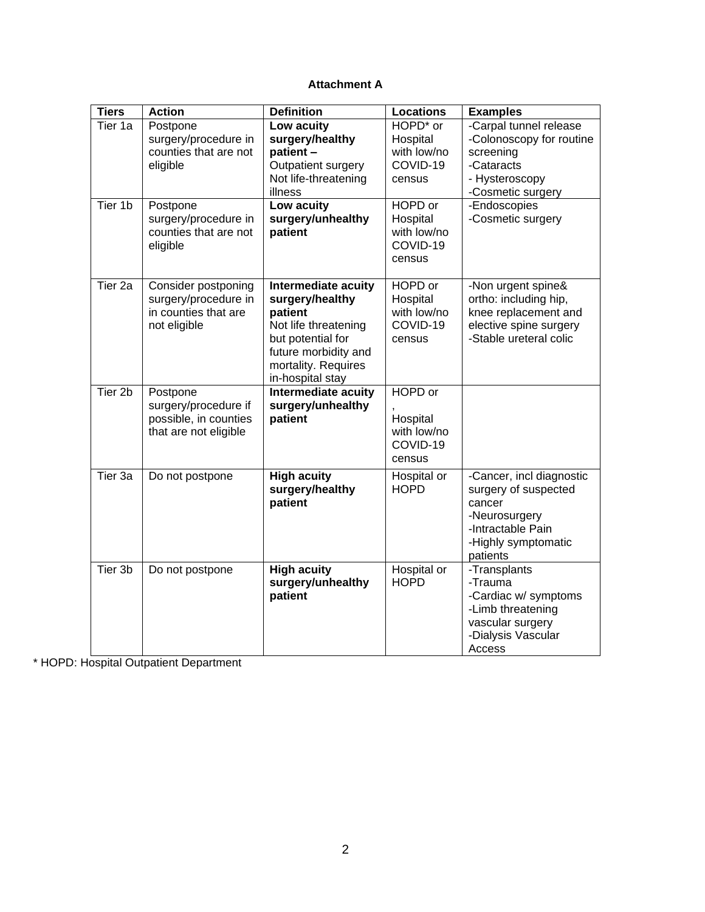**Attachment A**

| Tiers | Action | Definition | Locations | Examples |
|---|---|---|---|---|
| Tier 1a | Postpone surgery/procedure in counties that are not eligible | **Low acuity surgery/healthy patient –** Outpatient surgery Not life-threatening illness | HOPD* or Hospital with low/no COVID-19 census | -Carpal tunnel release -Colonoscopy for routine screening -Cataracts - Hysteroscopy -Cosmetic surgery |
| Tier 1b | Postpone surgery/procedure in counties that are not eligible | **Low acuity surgery/unhealthy patient** | HOPD or Hospital with low/no COVID-19 census | -Endoscopies -Cosmetic surgery |
| Tier 2a | Consider postponing surgery/procedure in in counties that are not eligible | **Intermediate acuity surgery/healthy patient** Not life threatening but potential for future morbidity and mortality. Requires in-hospital stay | HOPD or Hospital with low/no COVID-19 census | -Non urgent spine& ortho: including hip, knee replacement and elective spine surgery -Stable ureteral colic |
| Tier 2b | Postpone surgery/procedure if possible, in counties that are not eligible | **Intermediate acuity surgery/unhealthy patient** | HOPD or , Hospital with low/no COVID-19 census | |
| Tier 3a | Do not postpone | **High acuity surgery/healthy patient** | Hospital or HOPD | -Cancer, incl diagnostic surgery of suspected cancer -Neurosurgery -Intractable Pain -Highly symptomatic patients |
| Tier 3b | Do not postpone | **High acuity surgery/unhealthy patient** | Hospital or HOPD | -Transplants -Trauma -Cardiac w/ symptoms -Limb threatening vascular surgery -Dialysis Vascular Access |

* HOPD: Hospital Outpatient Department